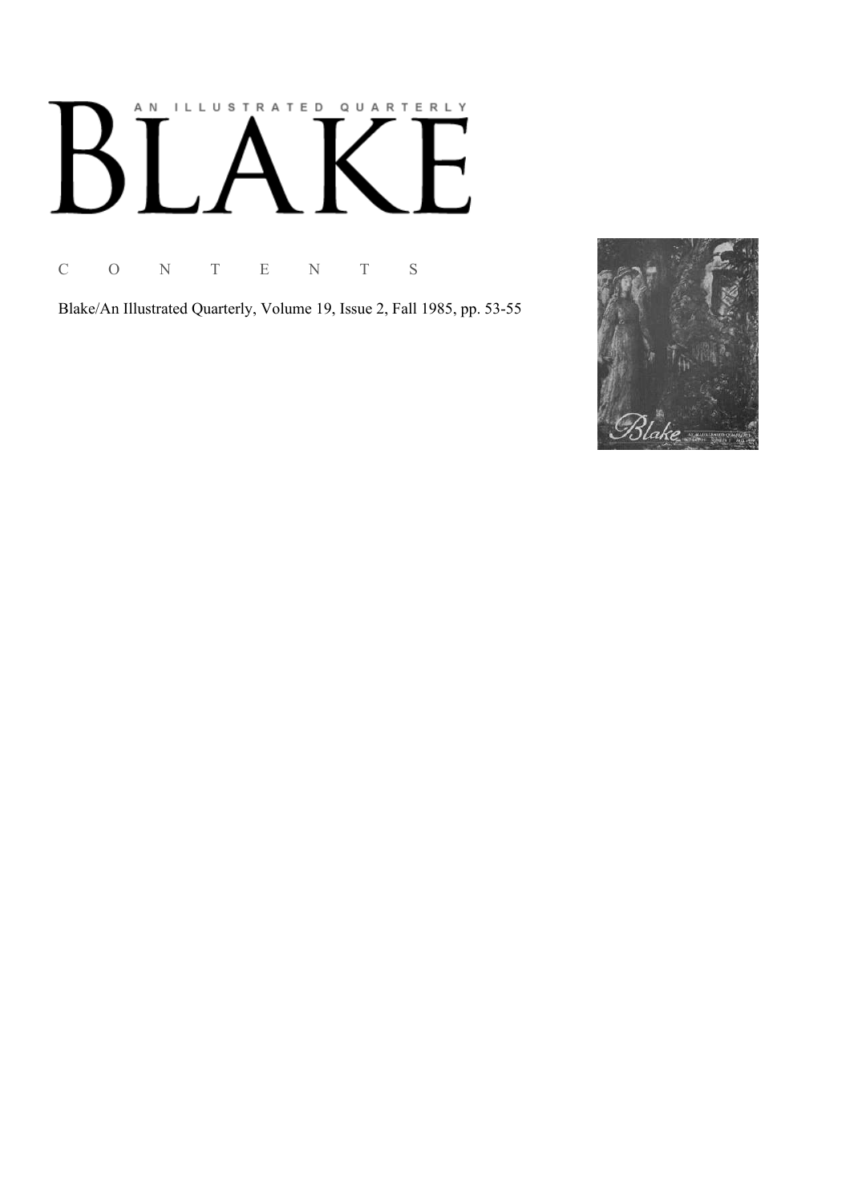AN ILLUSTRATED QUARTERLY

# BLAKE

C O N T E N T S

Blake/An Illustrated Quarterly, Volume 19, Issue 2, Fall 1985, pp. 53-55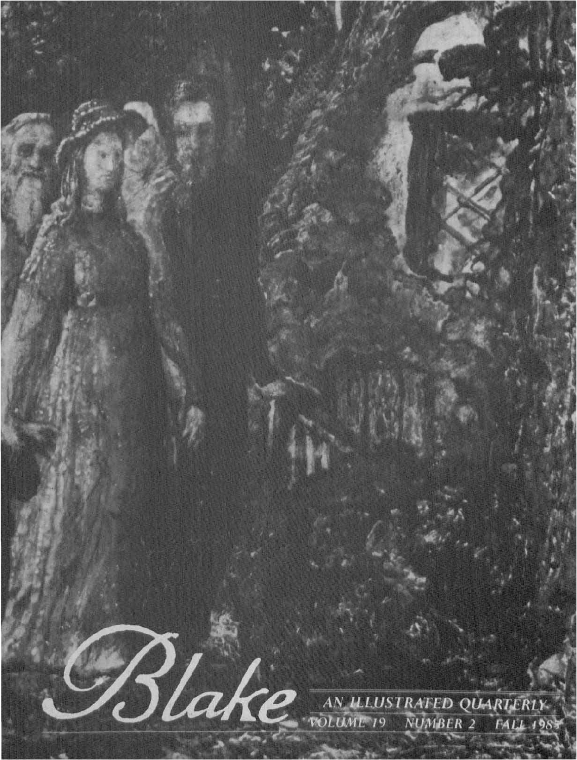# Blake

AN ILLUSTRATED QUARTERLY
VOLUME 19 NUMBER 2 FALL 1985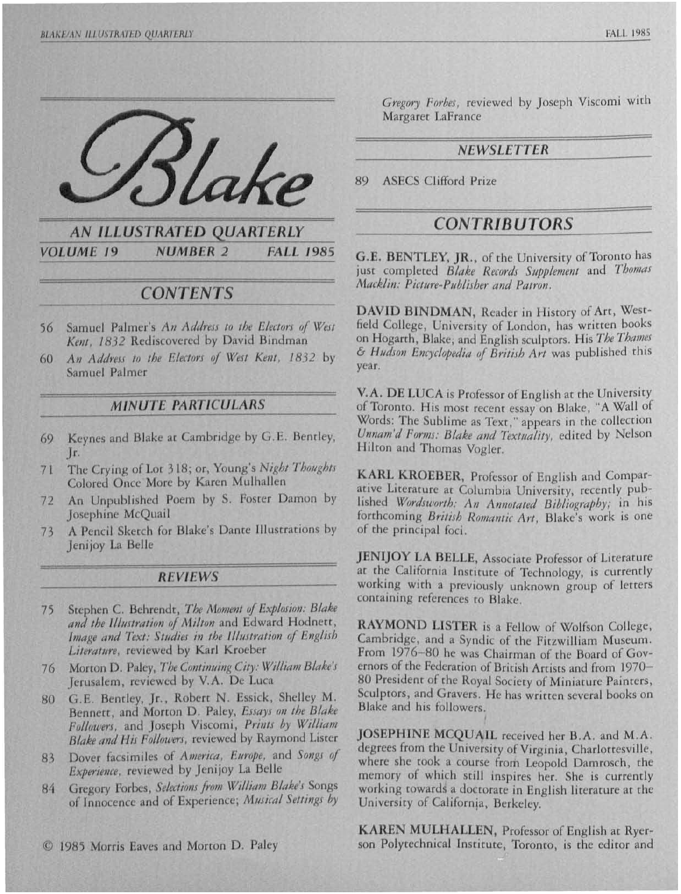# Blake

## AN ILLUSTRATED QUARTERLY

**VOLUME 19 NUMBER 2 FALL 1985**

## CONTENTS

56 Samuel Palmer's *An Address to the Electors of West Kent, 1832* Rediscovered by David Bindman

60 *An Address to the Electors of West Kent, 1832* by Samuel Palmer

## MINUTE PARTICULARS

69 Keynes and Blake at Cambridge by G.E. Bentley, Jr.

71 The Crying of Lot 318; or, Young's *Night Thoughts* Colored Once More by Karen Mulhallen

72 An Unpublished Poem by S. Foster Damon by Josephine McQuail

73 A Pencil Sketch for Blake's Dante Illustrations by Jenijoy La Belle

## REVIEWS

75 Stephen C. Behrendt, *The Moment of Explosion: Blake and the Illustration of Milton* and Edward Hodnett, *Image and Text: Studies in the Illustration of English Literature*, reviewed by Karl Kroeber

76 Morton D. Paley, *The Continuing City: William Blake's* Jerusalem, reviewed by V.A. De Luca

80 G.E. Bentley, Jr., Robert N. Essick, Shelley M. Bennett, and Morton D. Paley, *Essays on the Blake Followers*, and Joseph Viscomi, *Prints by William Blake and His Followers*, reviewed by Raymond Lister

83 Dover facsimiles of *America*, *Europe*, and *Songs of Experience*, reviewed by Jenijoy La Belle

84 Gregory Forbes, *Selections from William Blake's* Songs of Innocence and of Experience; *Musical Settings by Gregory Forbes*, reviewed by Joseph Viscomi with Margaret LaFrance

## NEWSLETTER

89 ASECS Clifford Prize

## CONTRIBUTORS

**G.E. BENTLEY, JR.**, of the University of Toronto has just completed *Blake Records Supplement* and *Thomas Macklin: Picture-Publisher and Patron*.

**DAVID BINDMAN**, Reader in History of Art, Westfield College, University of London, has written books on Hogarth, Blake, and English sculptors. His *The Thames & Hudson Encyclopedia of British Art* was published this year.

**V.A. DE LUCA** is Professor of English at the University of Toronto. His most recent essay on Blake, "A Wall of Words: The Sublime as Text," appears in the collection *Unnam'd Forms: Blake and Textuality*, edited by Nelson Hilton and Thomas Vogler.

**KARL KROEBER**, Professor of English and Comparative Literature at Columbia University, recently published *Wordsworth: An Annotated Bibliography*; in his forthcoming *British Romantic Art*, Blake's work is one of the principal foci.

**JENIJOY LA BELLE**, Associate Professor of Literature at the California Institute of Technology, is currently working with a previously unknown group of letters containing references to Blake.

**RAYMOND LISTER** is a Fellow of Wolfson College, Cambridge, and a Syndic of the Fitzwilliam Museum. From 1976–80 he was Chairman of the Board of Governors of the Federation of British Artists and from 1970–80 President of the Royal Society of Miniature Painters, Sculptors, and Gravers. He has written several books on Blake and his followers.

**JOSEPHINE MCQUAIL** received her B.A. and M.A. degrees from the University of Virginia, Charlottesville, where she took a course from Leopold Damrosch, the memory of which still inspires her. She is currently working towards a doctorate in English literature at the University of California, Berkeley.

**KAREN MULHALLEN**, Professor of English at Ryerson Polytechnical Institute, Toronto, is the editor and

© 1985 Morris Eaves and Morton D. Paley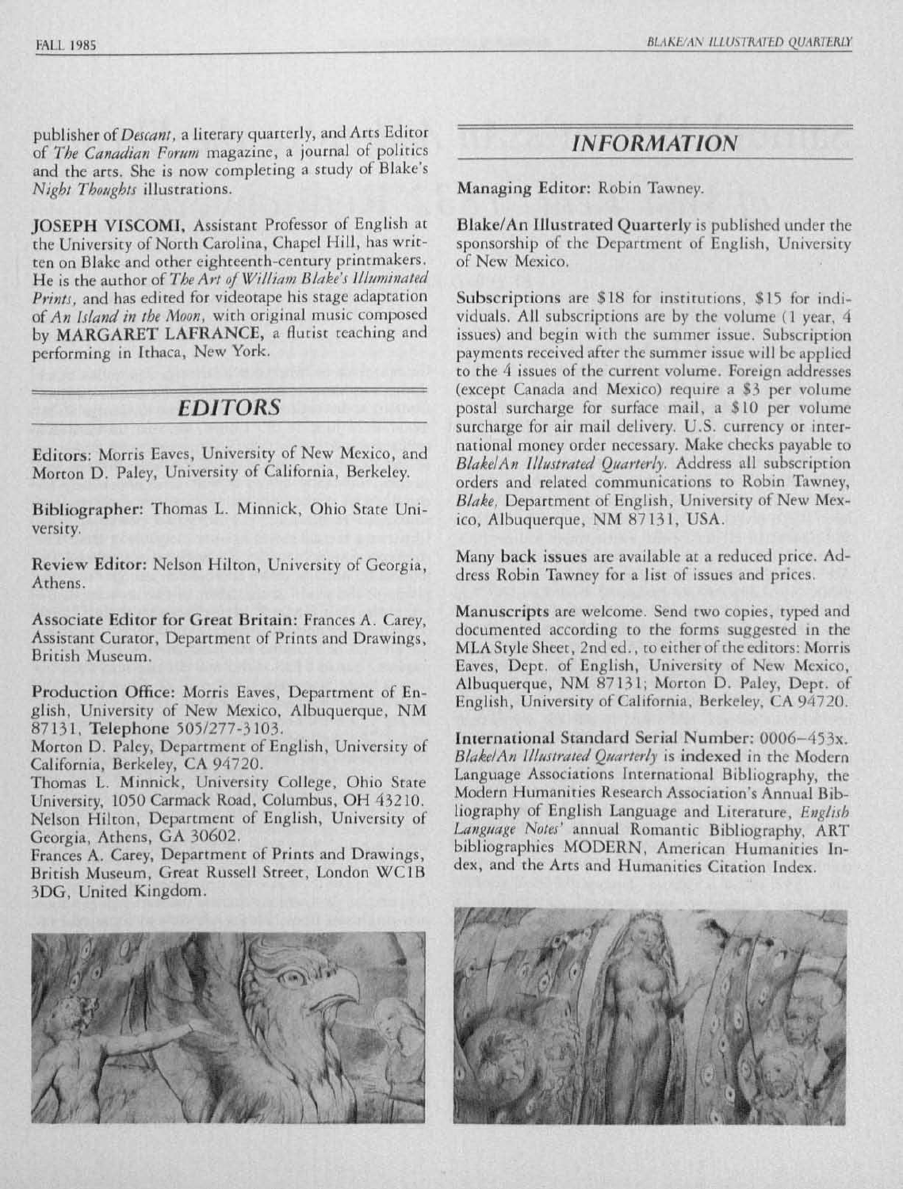publisher of *Descant*, a literary quarterly, and Arts Editor of *The Canadian Forum* magazine, a journal of politics and the arts. She is now completing a study of Blake's *Night Thoughts* illustrations.

**JOSEPH VISCOMI**, Assistant Professor of English at the University of North Carolina, Chapel Hill, has written on Blake and other eighteenth-century printmakers. He is the author of *The Art of William Blake's Illuminated Prints*, and has edited for videotape his stage adaptation of *An Island in the Moon*, with original music composed by **MARGARET LAFRANCE**, a flutist teaching and performing in Ithaca, New York.

## EDITORS

**Editors:** Morris Eaves, University of New Mexico, and Morton D. Paley, University of California, Berkeley.

**Bibliographer:** Thomas L. Minnick, Ohio State University.

**Review Editor:** Nelson Hilton, University of Georgia, Athens.

**Associate Editor for Great Britain:** Frances A. Carey, Assistant Curator, Department of Prints and Drawings, British Museum.

**Production Office:** Morris Eaves, Department of English, University of New Mexico, Albuquerque, NM 87131, **Telephone** 505/277-3103.
Morton D. Paley, Department of English, University of California, Berkeley, CA 94720.
Thomas L. Minnick, University College, Ohio State University, 1050 Carmack Road, Columbus, OH 43210.
Nelson Hilton, Department of English, University of Georgia, Athens, GA 30602.
Frances A. Carey, Department of Prints and Drawings, British Museum, Great Russell Street, London WC1B 3DG, United Kingdom.

## INFORMATION

**Managing Editor:** Robin Tawney.

**Blake/An Illustrated Quarterly** is published under the sponsorship of the Department of English, University of New Mexico.

**Subscriptions** are $18 for institutions, $15 for individuals. All subscriptions are by the volume (1 year, 4 issues) and begin with the summer issue. Subscription payments received after the summer issue will be applied to the 4 issues of the current volume. Foreign addresses (except Canada and Mexico) require a $3 per volume postal surcharge for surface mail, a $10 per volume surcharge for air mail delivery. U.S. currency or international money order necessary. Make checks payable to *Blake/An Illustrated Quarterly*. Address all subscription orders and related communications to Robin Tawney, *Blake*, Department of English, University of New Mexico, Albuquerque, NM 87131, USA.

Many **back issues** are available at a reduced price. Address Robin Tawney for a list of issues and prices.

**Manuscripts** are welcome. Send two copies, typed and documented according to the forms suggested in the MLA Style Sheet, 2nd ed., to either of the editors: Morris Eaves, Dept. of English, University of New Mexico, Albuquerque, NM 87131; Morton D. Paley, Dept. of English, University of California, Berkeley, CA 94720.

**International Standard Serial Number:** 0006–453x. *Blake/An Illustrated Quarterly* is **indexed** in the Modern Language Associations International Bibliography, the Modern Humanities Research Association's Annual Bibliography of English Language and Literature, *English Language Notes*' annual Romantic Bibliography, ART bibliographies MODERN, American Humanities Index, and the Arts and Humanities Citation Index.